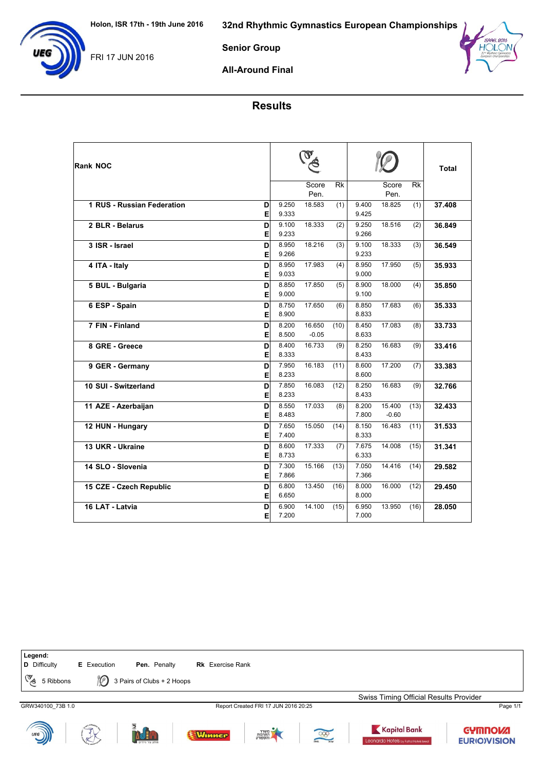Holon, ISR 17th - 19th June 2016

# 32nd Rhythmic Gymnastics European Championships

FRI 17 JUN 2016

## Senior Group

## All-Around Final

## Results

| Rank | NOC | | 5 Ribbons | Score / Pen. | Rk | 3 Pairs of Clubs + 2 Hoops | Score / Pen. | Rk | Total |
|---|---|---|---|---|---|---|---|---|---|
| 1 | RUS - Russian Federation | D | 9.250 | 18.583 | (1) | 9.400 | 18.825 | (1) | 37.408 |
| | | E | 9.333 | | | 9.425 | | | |
| 2 | BLR - Belarus | D | 9.100 | 18.333 | (2) | 9.250 | 18.516 | (2) | 36.849 |
| | | E | 9.233 | | | 9.266 | | | |
| 3 | ISR - Israel | D | 8.950 | 18.216 | (3) | 9.100 | 18.333 | (3) | 36.549 |
| | | E | 9.266 | | | 9.233 | | | |
| 4 | ITA - Italy | D | 8.950 | 17.983 | (4) | 8.950 | 17.950 | (5) | 35.933 |
| | | E | 9.033 | | | 9.000 | | | |
| 5 | BUL - Bulgaria | D | 8.850 | 17.850 | (5) | 8.900 | 18.000 | (4) | 35.850 |
| | | E | 9.000 | | | 9.100 | | | |
| 6 | ESP - Spain | D | 8.750 | 17.650 | (6) | 8.850 | 17.683 | (6) | 35.333 |
| | | E | 8.900 | | | 8.833 | | | |
| 7 | FIN - Finland | D | 8.200 | 16.650 | (10) | 8.450 | 17.083 | (8) | 33.733 |
| | | E | 8.500 | -0.05 | | 8.633 | | | |
| 8 | GRE - Greece | D | 8.400 | 16.733 | (9) | 8.250 | 16.683 | (9) | 33.416 |
| | | E | 8.333 | | | 8.433 | | | |
| 9 | GER - Germany | D | 7.950 | 16.183 | (11) | 8.600 | 17.200 | (7) | 33.383 |
| | | E | 8.233 | | | 8.600 | | | |
| 10 | SUI - Switzerland | D | 7.850 | 16.083 | (12) | 8.250 | 16.683 | (9) | 32.766 |
| | | E | 8.233 | | | 8.433 | | | |
| 11 | AZE - Azerbaijan | D | 8.550 | 17.033 | (8) | 8.200 | 15.400 | (13) | 32.433 |
| | | E | 8.483 | | | 7.800 | -0.60 | | |
| 12 | HUN - Hungary | D | 7.650 | 15.050 | (14) | 8.150 | 16.483 | (11) | 31.533 |
| | | E | 7.400 | | | 8.333 | | | |
| 13 | UKR - Ukraine | D | 8.600 | 17.333 | (7) | 7.675 | 14.008 | (15) | 31.341 |
| | | E | 8.733 | | | 6.333 | | | |
| 14 | SLO - Slovenia | D | 7.300 | 15.166 | (13) | 7.050 | 14.416 | (14) | 29.582 |
| | | E | 7.866 | | | 7.366 | | | |
| 15 | CZE - Czech Republic | D | 6.800 | 13.450 | (16) | 8.000 | 16.000 | (12) | 29.450 |
| | | E | 6.650 | | | 8.000 | | | |
| 16 | LAT - Latvia | D | 6.900 | 14.100 | (15) | 6.950 | 13.950 | (16) | 28.050 |
| | | E | 7.200 | | | 7.000 | | | |

**Legend:**
**D** Difficulty **E** Execution **Pen.** Penalty **Rk** Exercise Rank
5 Ribbons 3 Pairs of Clubs + 2 Hoops

Swiss Timing Official Results Provider

GRW340100_73B 1.0 Report Created FRI 17 JUN 2016 20:25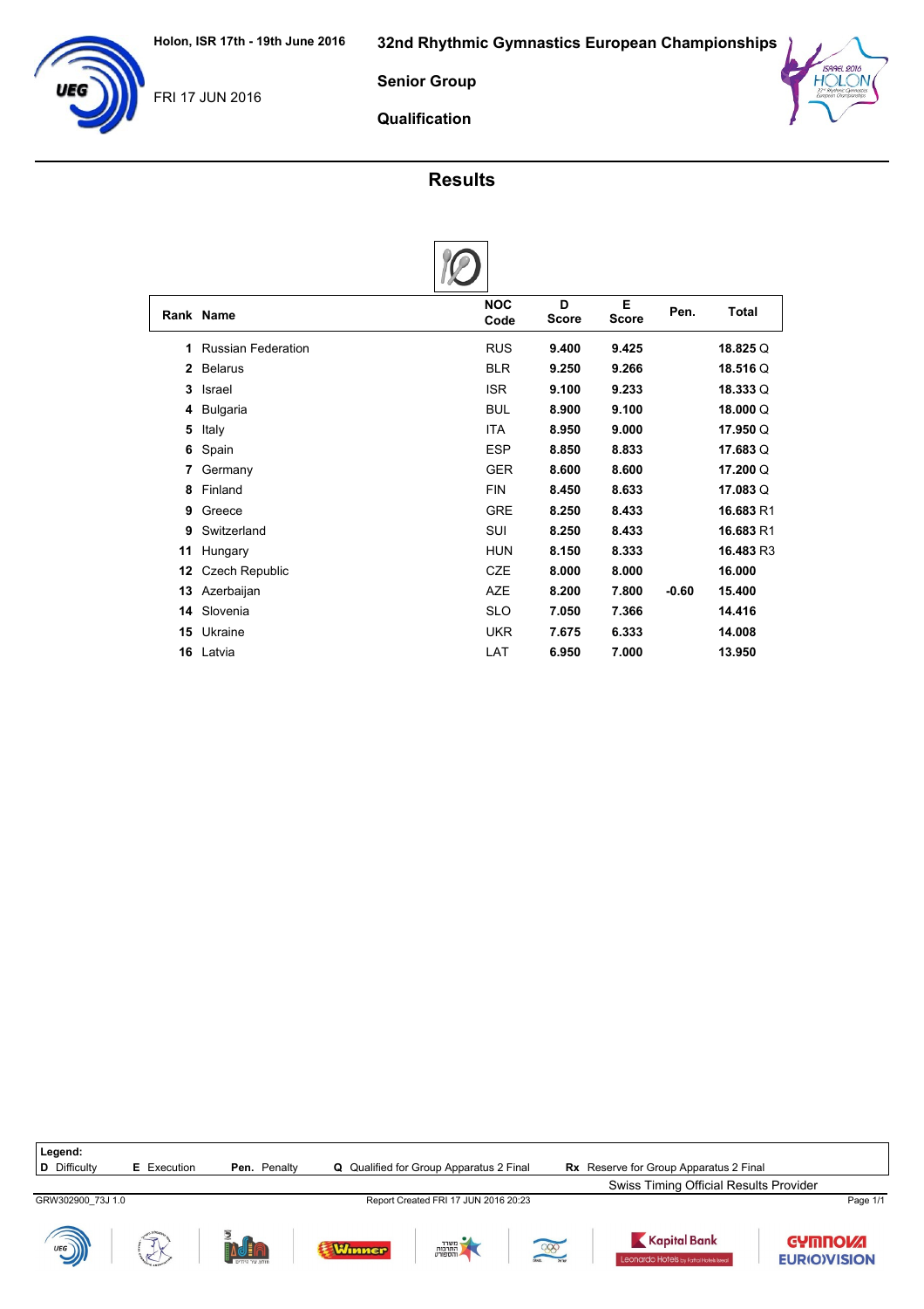Holon, ISR 17th - 19th June 2016

FRI 17 JUN 2016

# 32nd Rhythmic Gymnastics European Championships

## Senior Group

## Qualification

## Results

| Rank | Name | NOC Code | D Score | E Score | Pen. | Total |
|---|---|---|---|---|---|---|
| 1 | Russian Federation | RUS | 9.400 | 9.425 | | 18.825 Q |
| 2 | Belarus | BLR | 9.250 | 9.266 | | 18.516 Q |
| 3 | Israel | ISR | 9.100 | 9.233 | | 18.333 Q |
| 4 | Bulgaria | BUL | 8.900 | 9.100 | | 18.000 Q |
| 5 | Italy | ITA | 8.950 | 9.000 | | 17.950 Q |
| 6 | Spain | ESP | 8.850 | 8.833 | | 17.683 Q |
| 7 | Germany | GER | 8.600 | 8.600 | | 17.200 Q |
| 8 | Finland | FIN | 8.450 | 8.633 | | 17.083 Q |
| 9 | Greece | GRE | 8.250 | 8.433 | | 16.683 R1 |
| 9 | Switzerland | SUI | 8.250 | 8.433 | | 16.683 R1 |
| 11 | Hungary | HUN | 8.150 | 8.333 | | 16.483 R3 |
| 12 | Czech Republic | CZE | 8.000 | 8.000 | | 16.000 |
| 13 | Azerbaijan | AZE | 8.200 | 7.800 | -0.60 | 15.400 |
| 14 | Slovenia | SLO | 7.050 | 7.366 | | 14.416 |
| 15 | Ukraine | UKR | 7.675 | 6.333 | | 14.008 |
| 16 | Latvia | LAT | 6.950 | 7.000 | | 13.950 |

**Legend:**
**D** Difficulty **E** Execution **Pen.** Penalty **Q** Qualified for Group Apparatus 2 Final **Rx** Reserve for Group Apparatus 2 Final

Swiss Timing Official Results Provider

GRW302900_73J 1.0 Report Created FRI 17 JUN 2016 20:23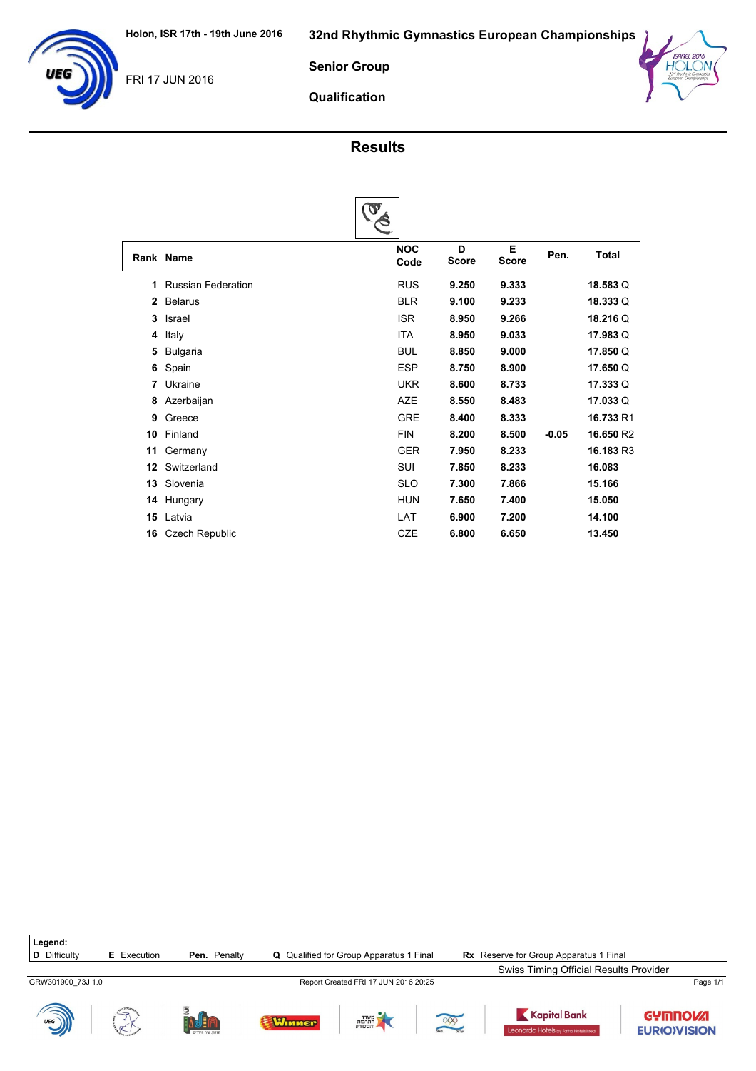Holon, ISR 17th - 19th June 2016

FRI 17 JUN 2016

# 32nd Rhythmic Gymnastics European Championships

## Senior Group

## Qualification

## Results

| Rank | Name | NOC Code | D Score | E Score | Pen. | Total |
|---|---|---|---|---|---|---|
| 1 | Russian Federation | RUS | 9.250 | 9.333 | | 18.583 Q |
| 2 | Belarus | BLR | 9.100 | 9.233 | | 18.333 Q |
| 3 | Israel | ISR | 8.950 | 9.266 | | 18.216 Q |
| 4 | Italy | ITA | 8.950 | 9.033 | | 17.983 Q |
| 5 | Bulgaria | BUL | 8.850 | 9.000 | | 17.850 Q |
| 6 | Spain | ESP | 8.750 | 8.900 | | 17.650 Q |
| 7 | Ukraine | UKR | 8.600 | 8.733 | | 17.333 Q |
| 8 | Azerbaijan | AZE | 8.550 | 8.483 | | 17.033 Q |
| 9 | Greece | GRE | 8.400 | 8.333 | | 16.733 R1 |
| 10 | Finland | FIN | 8.200 | 8.500 | -0.05 | 16.650 R2 |
| 11 | Germany | GER | 7.950 | 8.233 | | 16.183 R3 |
| 12 | Switzerland | SUI | 7.850 | 8.233 | | 16.083 |
| 13 | Slovenia | SLO | 7.300 | 7.866 | | 15.166 |
| 14 | Hungary | HUN | 7.650 | 7.400 | | 15.050 |
| 15 | Latvia | LAT | 6.900 | 7.200 | | 14.100 |
| 16 | Czech Republic | CZE | 6.800 | 6.650 | | 13.450 |

**Legend:**
**D** Difficulty **E** Execution **Pen.** Penalty **Q** Qualified for Group Apparatus 1 Final **Rx** Reserve for Group Apparatus 1 Final

Swiss Timing Official Results Provider

GRW301900_73J 1.0 Report Created FRI 17 JUN 2016 20:25